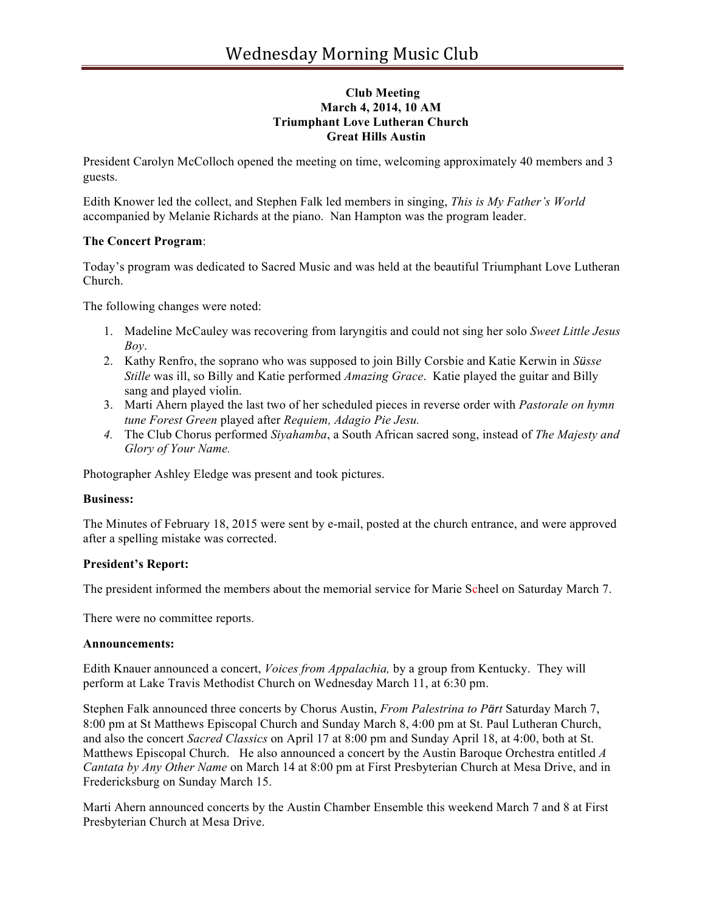# Wednesday Morning Music Club

**Club Meeting**
**March 4, 2014, 10 AM**
**Triumphant Love Lutheran Church**
**Great Hills Austin**

President Carolyn McColloch opened the meeting on time, welcoming approximately 40 members and 3 guests.

Edith Knower led the collect, and Stephen Falk led members in singing, *This is My Father's World* accompanied by Melanie Richards at the piano. Nan Hampton was the program leader.

**The Concert Program**:

Today's program was dedicated to Sacred Music and was held at the beautiful Triumphant Love Lutheran Church.

The following changes were noted:

1. Madeline McCauley was recovering from laryngitis and could not sing her solo *Sweet Little Jesus Boy*.
2. Kathy Renfro, the soprano who was supposed to join Billy Corsbie and Katie Kerwin in *Süsse Stille* was ill, so Billy and Katie performed *Amazing Grace*. Katie played the guitar and Billy sang and played violin.
3. Marti Ahern played the last two of her scheduled pieces in reverse order with *Pastorale on hymn tune Forest Green* played after *Requiem, Adagio Pie Jesu.*
4. The Club Chorus performed *Siyahamba*, a South African sacred song, instead of *The Majesty and Glory of Your Name.*

Photographer Ashley Eledge was present and took pictures.

**Business:**

The Minutes of February 18, 2015 were sent by e-mail, posted at the church entrance, and were approved after a spelling mistake was corrected.

**President's Report:**

The president informed the members about the memorial service for Marie Scheel on Saturday March 7.

There were no committee reports.

**Announcements:**

Edith Knauer announced a concert, *Voices from Appalachia,* by a group from Kentucky. They will perform at Lake Travis Methodist Church on Wednesday March 11, at 6:30 pm.

Stephen Falk announced three concerts by Chorus Austin, *From Palestrina to Pärt* Saturday March 7, 8:00 pm at St Matthews Episcopal Church and Sunday March 8, 4:00 pm at St. Paul Lutheran Church, and also the concert *Sacred Classics* on April 17 at 8:00 pm and Sunday April 18, at 4:00, both at St. Matthews Episcopal Church. He also announced a concert by the Austin Baroque Orchestra entitled *A Cantata by Any Other Name* on March 14 at 8:00 pm at First Presbyterian Church at Mesa Drive, and in Fredericksburg on Sunday March 15.

Marti Ahern announced concerts by the Austin Chamber Ensemble this weekend March 7 and 8 at First Presbyterian Church at Mesa Drive.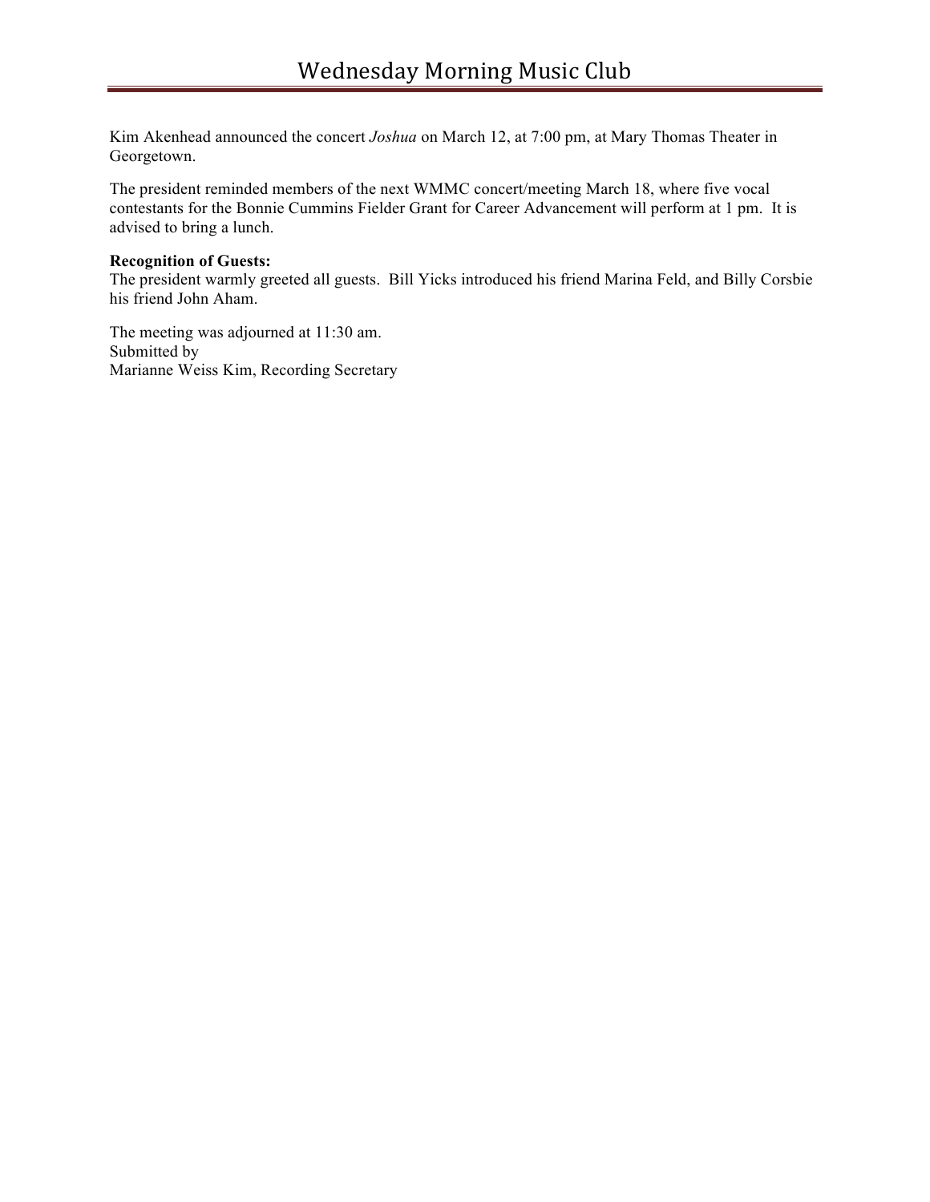Kim Akenhead announced the concert *Joshua* on March 12, at 7:00 pm, at Mary Thomas Theater in Georgetown.

The president reminded members of the next WMMC concert/meeting March 18, where five vocal contestants for the Bonnie Cummins Fielder Grant for Career Advancement will perform at 1 pm. It is advised to bring a lunch.

**Recognition of Guests:**
The president warmly greeted all guests. Bill Yicks introduced his friend Marina Feld, and Billy Corsbie his friend John Aham.

The meeting was adjourned at 11:30 am.
Submitted by
Marianne Weiss Kim, Recording Secretary